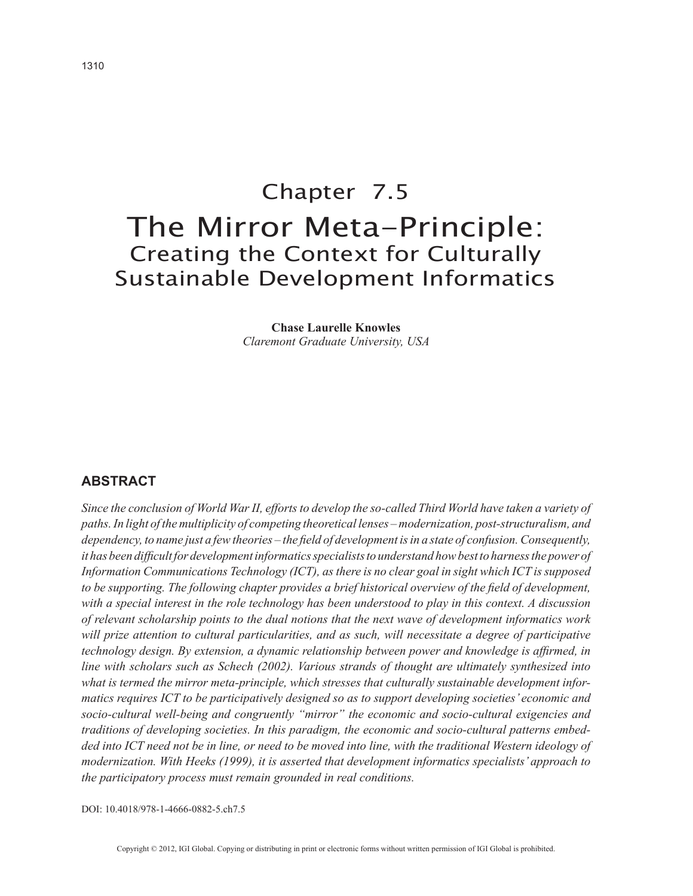# Chapter 7.5

# The Mirror Meta-Principle: Creating the Context for Culturally Sustainable Development Informatics

**Chase Laurelle Knowles**
*Claremont Graduate University, USA*

## ABSTRACT

*Since the conclusion of World War II, efforts to develop the so-called Third World have taken a variety of paths. In light of the multiplicity of competing theoretical lenses – modernization, post-structuralism, and dependency, to name just a few theories – the field of development is in a state of confusion. Consequently, it has been difficult for development informatics specialists to understand how best to harness the power of Information Communications Technology (ICT), as there is no clear goal in sight which ICT is supposed to be supporting. The following chapter provides a brief historical overview of the field of development, with a special interest in the role technology has been understood to play in this context. A discussion of relevant scholarship points to the dual notions that the next wave of development informatics work will prize attention to cultural particularities, and as such, will necessitate a degree of participative technology design. By extension, a dynamic relationship between power and knowledge is affirmed, in line with scholars such as Schech (2002). Various strands of thought are ultimately synthesized into what is termed the mirror meta-principle, which stresses that culturally sustainable development informatics requires ICT to be participatively designed so as to support developing societies' economic and socio-cultural well-being and congruently "mirror" the economic and socio-cultural exigencies and traditions of developing societies. In this paradigm, the economic and socio-cultural patterns embedded into ICT need not be in line, or need to be moved into line, with the traditional Western ideology of modernization. With Heeks (1999), it is asserted that development informatics specialists' approach to the participatory process must remain grounded in real conditions.*

DOI: 10.4018/978-1-4666-0882-5.ch7.5

Copyright © 2012, IGI Global. Copying or distributing in print or electronic forms without written permission of IGI Global is prohibited.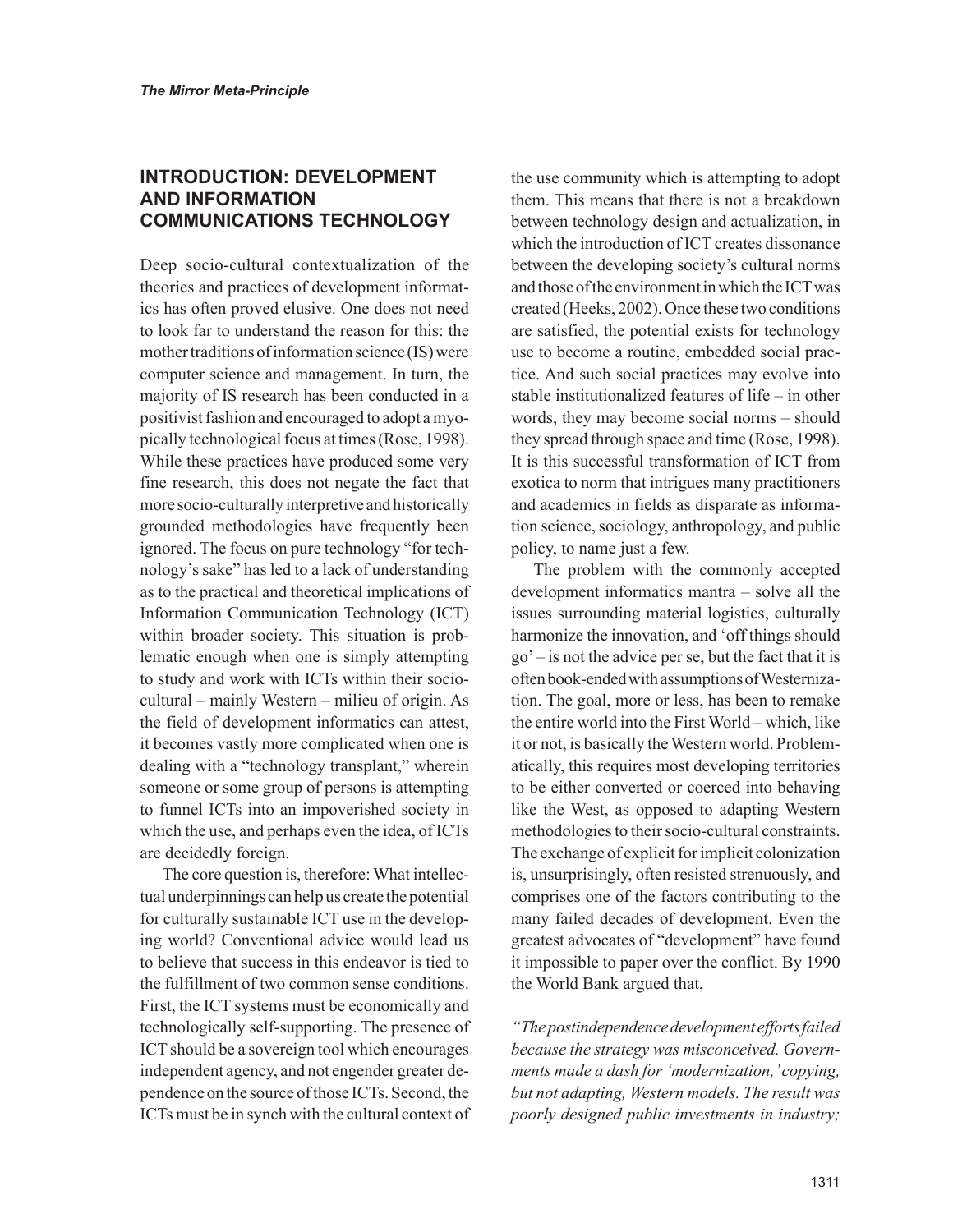## INTRODUCTION: DEVELOPMENT AND INFORMATION COMMUNICATIONS TECHNOLOGY

Deep socio-cultural contextualization of the theories and practices of development informatics has often proved elusive. One does not need to look far to understand the reason for this: the mother traditions of information science (IS) were computer science and management. In turn, the majority of IS research has been conducted in a positivist fashion and encouraged to adopt a myopically technological focus at times (Rose, 1998). While these practices have produced some very fine research, this does not negate the fact that more socio-culturally interpretive and historically grounded methodologies have frequently been ignored. The focus on pure technology "for technology's sake" has led to a lack of understanding as to the practical and theoretical implications of Information Communication Technology (ICT) within broader society. This situation is problematic enough when one is simply attempting to study and work with ICTs within their socio-cultural – mainly Western – milieu of origin. As the field of development informatics can attest, it becomes vastly more complicated when one is dealing with a "technology transplant," wherein someone or some group of persons is attempting to funnel ICTs into an impoverished society in which the use, and perhaps even the idea, of ICTs are decidedly foreign.

The core question is, therefore: What intellectual underpinnings can help us create the potential for culturally sustainable ICT use in the developing world? Conventional advice would lead us to believe that success in this endeavor is tied to the fulfillment of two common sense conditions. First, the ICT systems must be economically and technologically self-supporting. The presence of ICT should be a sovereign tool which encourages independent agency, and not engender greater dependence on the source of those ICTs. Second, the ICTs must be in synch with the cultural context of the use community which is attempting to adopt them. This means that there is not a breakdown between technology design and actualization, in which the introduction of ICT creates dissonance between the developing society's cultural norms and those of the environment in which the ICT was created (Heeks, 2002). Once these two conditions are satisfied, the potential exists for technology use to become a routine, embedded social practice. And such social practices may evolve into stable institutionalized features of life – in other words, they may become social norms – should they spread through space and time (Rose, 1998). It is this successful transformation of ICT from exotica to norm that intrigues many practitioners and academics in fields as disparate as information science, sociology, anthropology, and public policy, to name just a few.

The problem with the commonly accepted development informatics mantra – solve all the issues surrounding material logistics, culturally harmonize the innovation, and 'off things should go' – is not the advice per se, but the fact that it is often book-ended with assumptions of Westernization. The goal, more or less, has been to remake the entire world into the First World – which, like it or not, is basically the Western world. Problematically, this requires most developing territories to be either converted or coerced into behaving like the West, as opposed to adapting Western methodologies to their socio-cultural constraints. The exchange of explicit for implicit colonization is, unsurprisingly, often resisted strenuously, and comprises one of the factors contributing to the many failed decades of development. Even the greatest advocates of "development" have found it impossible to paper over the conflict. By 1990 the World Bank argued that,

*"The postindependence development efforts failed because the strategy was misconceived. Governments made a dash for 'modernization,' copying, but not adapting, Western models. The result was poorly designed public investments in industry;*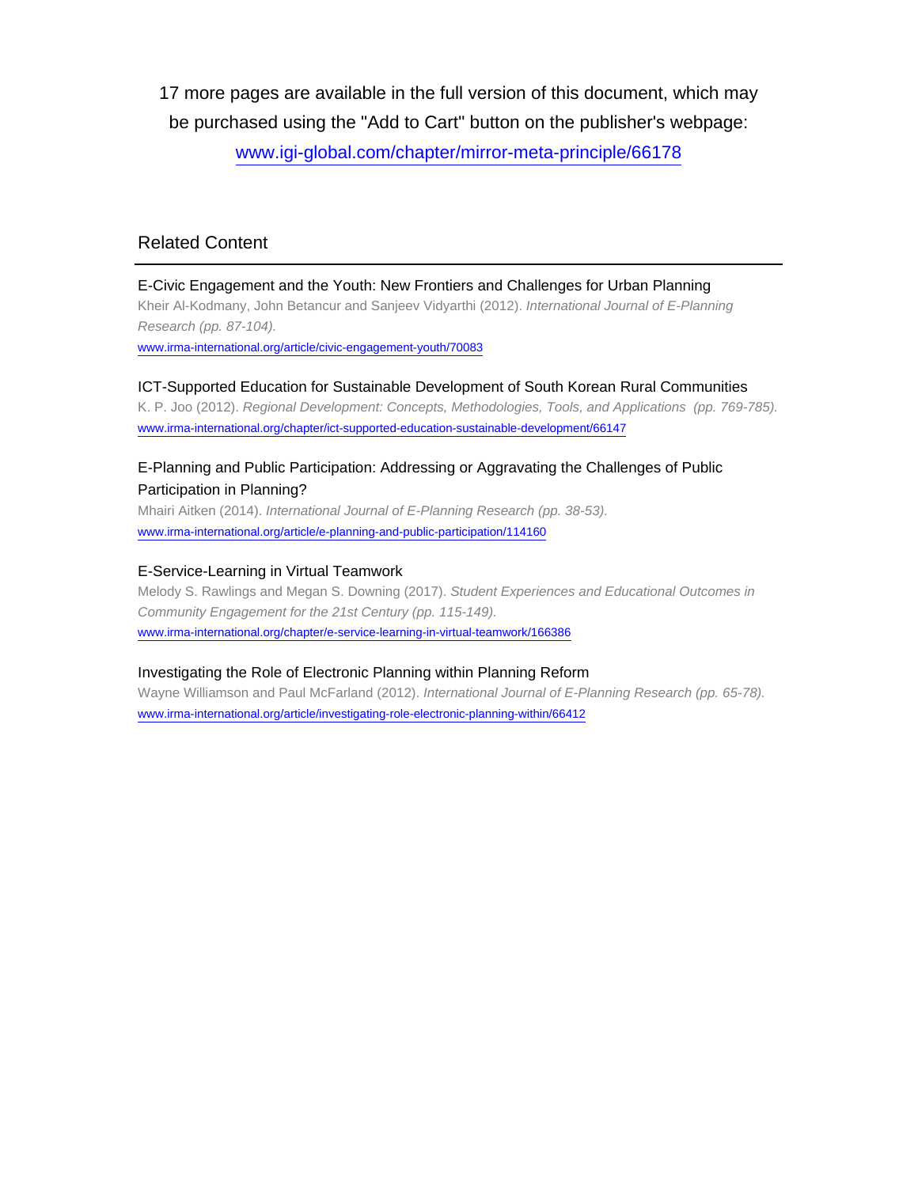17 more pages are available in the full version of this document, which may be purchased using the "Add to Cart" button on the publisher's webpage: www.igi-global.com/chapter/mirror-meta-principle/66178

## Related Content

E-Civic Engagement and the Youth: New Frontiers and Challenges for Urban Planning
Kheir Al-Kodmany, John Betancur and Sanjeev Vidyarthi (2012). *International Journal of E-Planning Research (pp. 87-104).*
www.irma-international.org/article/civic-engagement-youth/70083

ICT-Supported Education for Sustainable Development of South Korean Rural Communities
K. P. Joo (2012). *Regional Development: Concepts, Methodologies, Tools, and Applications (pp. 769-785).*
www.irma-international.org/chapter/ict-supported-education-sustainable-development/66147

E-Planning and Public Participation: Addressing or Aggravating the Challenges of Public Participation in Planning?
Mhairi Aitken (2014). *International Journal of E-Planning Research (pp. 38-53).*
www.irma-international.org/article/e-planning-and-public-participation/114160

E-Service-Learning in Virtual Teamwork
Melody S. Rawlings and Megan S. Downing (2017). *Student Experiences and Educational Outcomes in Community Engagement for the 21st Century (pp. 115-149).*
www.irma-international.org/chapter/e-service-learning-in-virtual-teamwork/166386

Investigating the Role of Electronic Planning within Planning Reform
Wayne Williamson and Paul McFarland (2012). *International Journal of E-Planning Research (pp. 65-78).*
www.irma-international.org/article/investigating-role-electronic-planning-within/66412